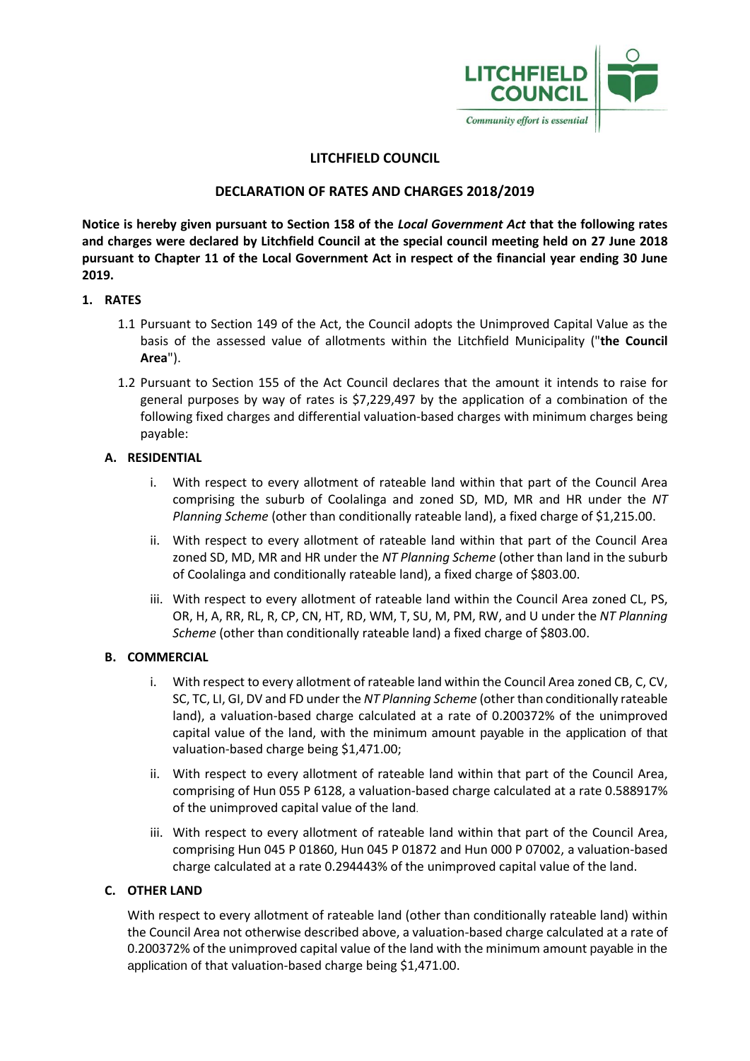# LITCHFIELD COUNCIL

## DECLARATION OF RATES AND CHARGES 2018/2019

**Notice is hereby given pursuant to Section 158 of the *Local Government Act* that the following rates and charges were declared by Litchfield Council at the special council meeting held on 27 June 2018 pursuant to Chapter 11 of the Local Government Act in respect of the financial year ending 30 June 2019.**

### 1. RATES

1.1 Pursuant to Section 149 of the Act, the Council adopts the Unimproved Capital Value as the basis of the assessed value of allotments within the Litchfield Municipality ("**the Council Area**").

1.2 Pursuant to Section 155 of the Act Council declares that the amount it intends to raise for general purposes by way of rates is $7,229,497 by the application of a combination of the following fixed charges and differential valuation-based charges with minimum charges being payable:

#### A. RESIDENTIAL

i. With respect to every allotment of rateable land within that part of the Council Area comprising the suburb of Coolalinga and zoned SD, MD, MR and HR under the *NT Planning Scheme* (other than conditionally rateable land), a fixed charge of $1,215.00.

ii. With respect to every allotment of rateable land within that part of the Council Area zoned SD, MD, MR and HR under the *NT Planning Scheme* (other than land in the suburb of Coolalinga and conditionally rateable land), a fixed charge of $803.00.

iii. With respect to every allotment of rateable land within the Council Area zoned CL, PS, OR, H, A, RR, RL, R, CP, CN, HT, RD, WM, T, SU, M, PM, RW, and U under the *NT Planning Scheme* (other than conditionally rateable land) a fixed charge of $803.00.

#### B. COMMERCIAL

i. With respect to every allotment of rateable land within the Council Area zoned CB, C, CV, SC, TC, LI, GI, DV and FD under the *NT Planning Scheme* (other than conditionally rateable land), a valuation-based charge calculated at a rate of 0.200372% of the unimproved capital value of the land, with the minimum amount payable in the application of that valuation-based charge being $1,471.00;

ii. With respect to every allotment of rateable land within that part of the Council Area, comprising of Hun 055 P 6128, a valuation-based charge calculated at a rate 0.588917% of the unimproved capital value of the land.

iii. With respect to every allotment of rateable land within that part of the Council Area, comprising Hun 045 P 01860, Hun 045 P 01872 and Hun 000 P 07002, a valuation-based charge calculated at a rate 0.294443% of the unimproved capital value of the land.

#### C. OTHER LAND

With respect to every allotment of rateable land (other than conditionally rateable land) within the Council Area not otherwise described above, a valuation-based charge calculated at a rate of 0.200372% of the unimproved capital value of the land with the minimum amount payable in the application of that valuation-based charge being $1,471.00.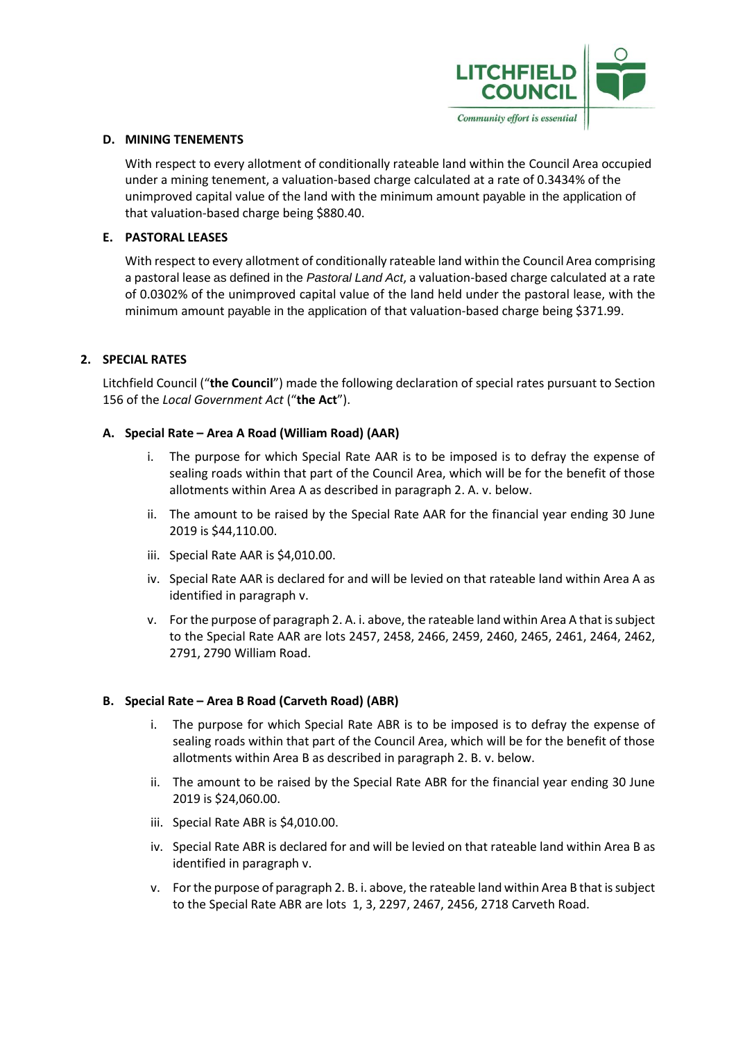**D. MINING TENEMENTS**

With respect to every allotment of conditionally rateable land within the Council Area occupied under a mining tenement, a valuation-based charge calculated at a rate of 0.3434% of the unimproved capital value of the land with the minimum amount payable in the application of that valuation-based charge being $880.40.

**E. PASTORAL LEASES**

With respect to every allotment of conditionally rateable land within the Council Area comprising a pastoral lease as defined in the *Pastoral Land Act*, a valuation-based charge calculated at a rate of 0.0302% of the unimproved capital value of the land held under the pastoral lease, with the minimum amount payable in the application of that valuation-based charge being $371.99.

## 2. SPECIAL RATES

Litchfield Council ("**the Council**") made the following declaration of special rates pursuant to Section 156 of the *Local Government Act* ("**the Act**").

### A. Special Rate – Area A Road (William Road) (AAR)

i. The purpose for which Special Rate AAR is to be imposed is to defray the expense of sealing roads within that part of the Council Area, which will be for the benefit of those allotments within Area A as described in paragraph 2. A. v. below.

ii. The amount to be raised by the Special Rate AAR for the financial year ending 30 June 2019 is $44,110.00.

iii. Special Rate AAR is $4,010.00.

iv. Special Rate AAR is declared for and will be levied on that rateable land within Area A as identified in paragraph v.

v. For the purpose of paragraph 2. A. i. above, the rateable land within Area A that is subject to the Special Rate AAR are lots 2457, 2458, 2466, 2459, 2460, 2465, 2461, 2464, 2462, 2791, 2790 William Road.

### B. Special Rate – Area B Road (Carveth Road) (ABR)

i. The purpose for which Special Rate ABR is to be imposed is to defray the expense of sealing roads within that part of the Council Area, which will be for the benefit of those allotments within Area B as described in paragraph 2. B. v. below.

ii. The amount to be raised by the Special Rate ABR for the financial year ending 30 June 2019 is $24,060.00.

iii. Special Rate ABR is $4,010.00.

iv. Special Rate ABR is declared for and will be levied on that rateable land within Area B as identified in paragraph v.

v. For the purpose of paragraph 2. B. i. above, the rateable land within Area B that is subject to the Special Rate ABR are lots 1, 3, 2297, 2467, 2456, 2718 Carveth Road.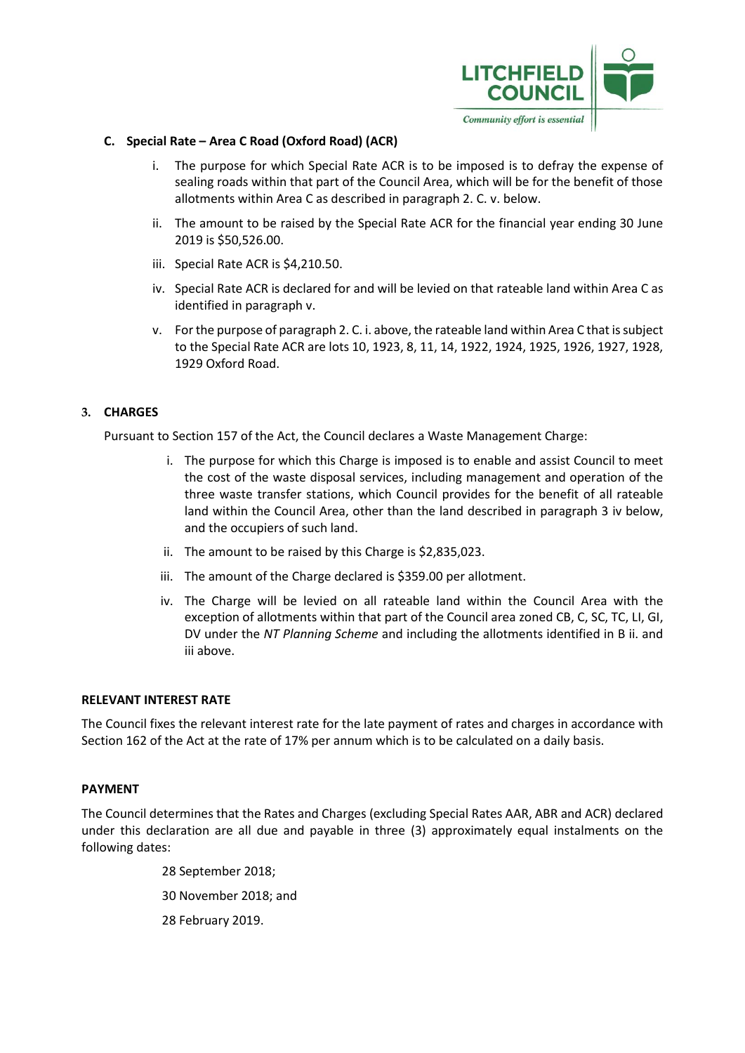**C. Special Rate – Area C Road (Oxford Road) (ACR)**

i. The purpose for which Special Rate ACR is to be imposed is to defray the expense of sealing roads within that part of the Council Area, which will be for the benefit of those allotments within Area C as described in paragraph 2. C. v. below.

ii. The amount to be raised by the Special Rate ACR for the financial year ending 30 June 2019 is $50,526.00.

iii. Special Rate ACR is $4,210.50.

iv. Special Rate ACR is declared for and will be levied on that rateable land within Area C as identified in paragraph v.

v. For the purpose of paragraph 2. C. i. above, the rateable land within Area C that is subject to the Special Rate ACR are lots 10, 1923, 8, 11, 14, 1922, 1924, 1925, 1926, 1927, 1928, 1929 Oxford Road.

## 3. CHARGES

Pursuant to Section 157 of the Act, the Council declares a Waste Management Charge:

i. The purpose for which this Charge is imposed is to enable and assist Council to meet the cost of the waste disposal services, including management and operation of the three waste transfer stations, which Council provides for the benefit of all rateable land within the Council Area, other than the land described in paragraph 3 iv below, and the occupiers of such land.

ii. The amount to be raised by this Charge is $2,835,023.

iii. The amount of the Charge declared is $359.00 per allotment.

iv. The Charge will be levied on all rateable land within the Council Area with the exception of allotments within that part of the Council area zoned CB, C, SC, TC, LI, GI, DV under the *NT Planning Scheme* and including the allotments identified in B ii. and iii above.

## RELEVANT INTEREST RATE

The Council fixes the relevant interest rate for the late payment of rates and charges in accordance with Section 162 of the Act at the rate of 17% per annum which is to be calculated on a daily basis.

## PAYMENT

The Council determines that the Rates and Charges (excluding Special Rates AAR, ABR and ACR) declared under this declaration are all due and payable in three (3) approximately equal instalments on the following dates:

28 September 2018;

30 November 2018; and

28 February 2019.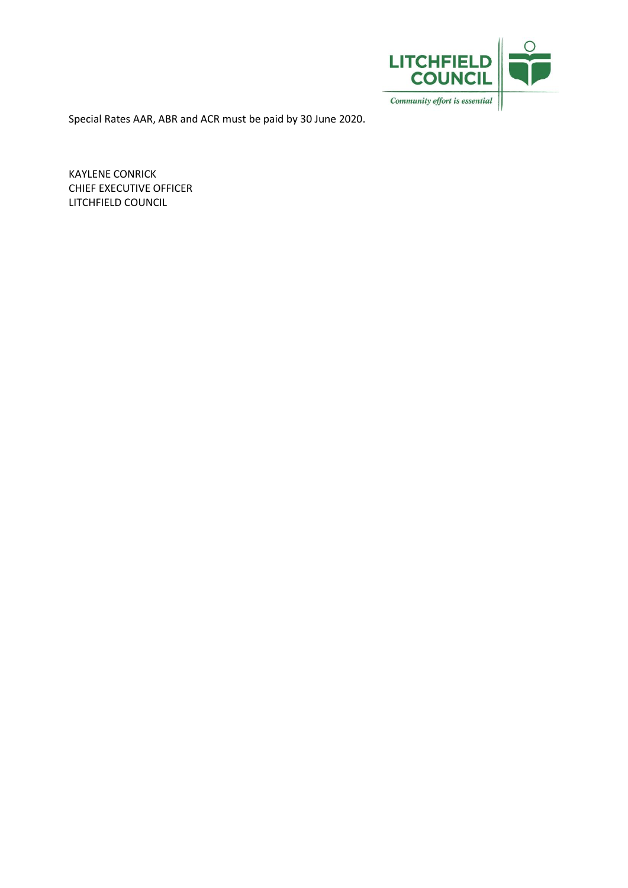Special Rates AAR, ABR and ACR must be paid by 30 June 2020.

KAYLENE CONRICK
CHIEF EXECUTIVE OFFICER
LITCHFIELD COUNCIL